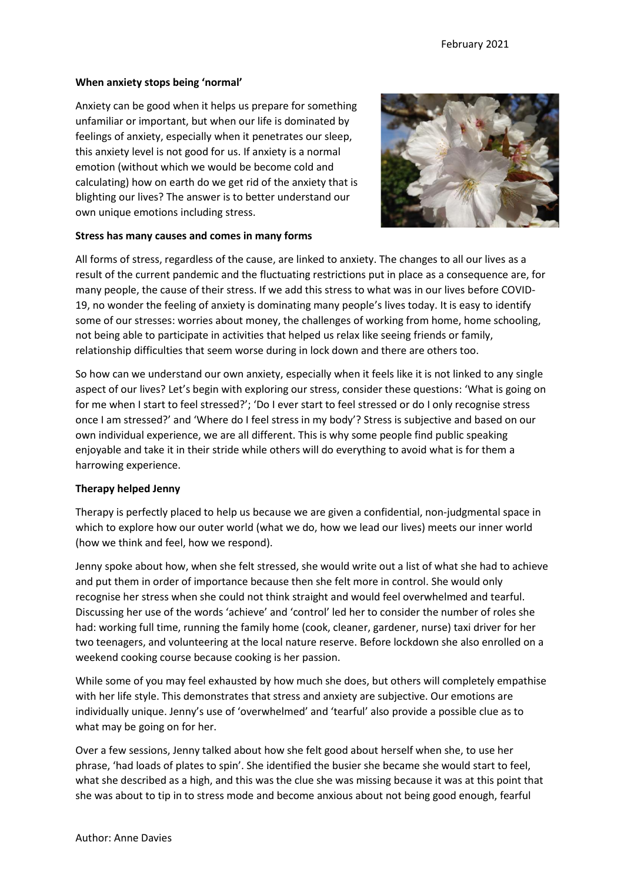February 2021

**When anxiety stops being 'normal'**

Anxiety can be good when it helps us prepare for something unfamiliar or important, but when our life is dominated by feelings of anxiety, especially when it penetrates our sleep, this anxiety level is not good for us. If anxiety is a normal emotion (without which we would be become cold and calculating) how on earth do we get rid of the anxiety that is blighting our lives? The answer is to better understand our own unique emotions including stress.

**Stress has many causes and comes in many forms**

All forms of stress, regardless of the cause, are linked to anxiety. The changes to all our lives as a result of the current pandemic and the fluctuating restrictions put in place as a consequence are, for many people, the cause of their stress. If we add this stress to what was in our lives before COVID-19, no wonder the feeling of anxiety is dominating many people's lives today. It is easy to identify some of our stresses: worries about money, the challenges of working from home, home schooling, not being able to participate in activities that helped us relax like seeing friends or family, relationship difficulties that seem worse during in lock down and there are others too.

So how can we understand our own anxiety, especially when it feels like it is not linked to any single aspect of our lives? Let's begin with exploring our stress, consider these questions: 'What is going on for me when I start to feel stressed?'; 'Do I ever start to feel stressed or do I only recognise stress once I am stressed?' and 'Where do I feel stress in my body'? Stress is subjective and based on our own individual experience, we are all different. This is why some people find public speaking enjoyable and take it in their stride while others will do everything to avoid what is for them a harrowing experience.

**Therapy helped Jenny**

Therapy is perfectly placed to help us because we are given a confidential, non-judgmental space in which to explore how our outer world (what we do, how we lead our lives) meets our inner world (how we think and feel, how we respond).

Jenny spoke about how, when she felt stressed, she would write out a list of what she had to achieve and put them in order of importance because then she felt more in control. She would only recognise her stress when she could not think straight and would feel overwhelmed and tearful. Discussing her use of the words 'achieve' and 'control' led her to consider the number of roles she had: working full time, running the family home (cook, cleaner, gardener, nurse) taxi driver for her two teenagers, and volunteering at the local nature reserve. Before lockdown she also enrolled on a weekend cooking course because cooking is her passion.

While some of you may feel exhausted by how much she does, but others will completely empathise with her life style. This demonstrates that stress and anxiety are subjective. Our emotions are individually unique. Jenny's use of 'overwhelmed' and 'tearful' also provide a possible clue as to what may be going on for her.

Over a few sessions, Jenny talked about how she felt good about herself when she, to use her phrase, 'had loads of plates to spin'. She identified the busier she became she would start to feel, what she described as a high, and this was the clue she was missing because it was at this point that she was about to tip in to stress mode and become anxious about not being good enough, fearful

Author: Anne Davies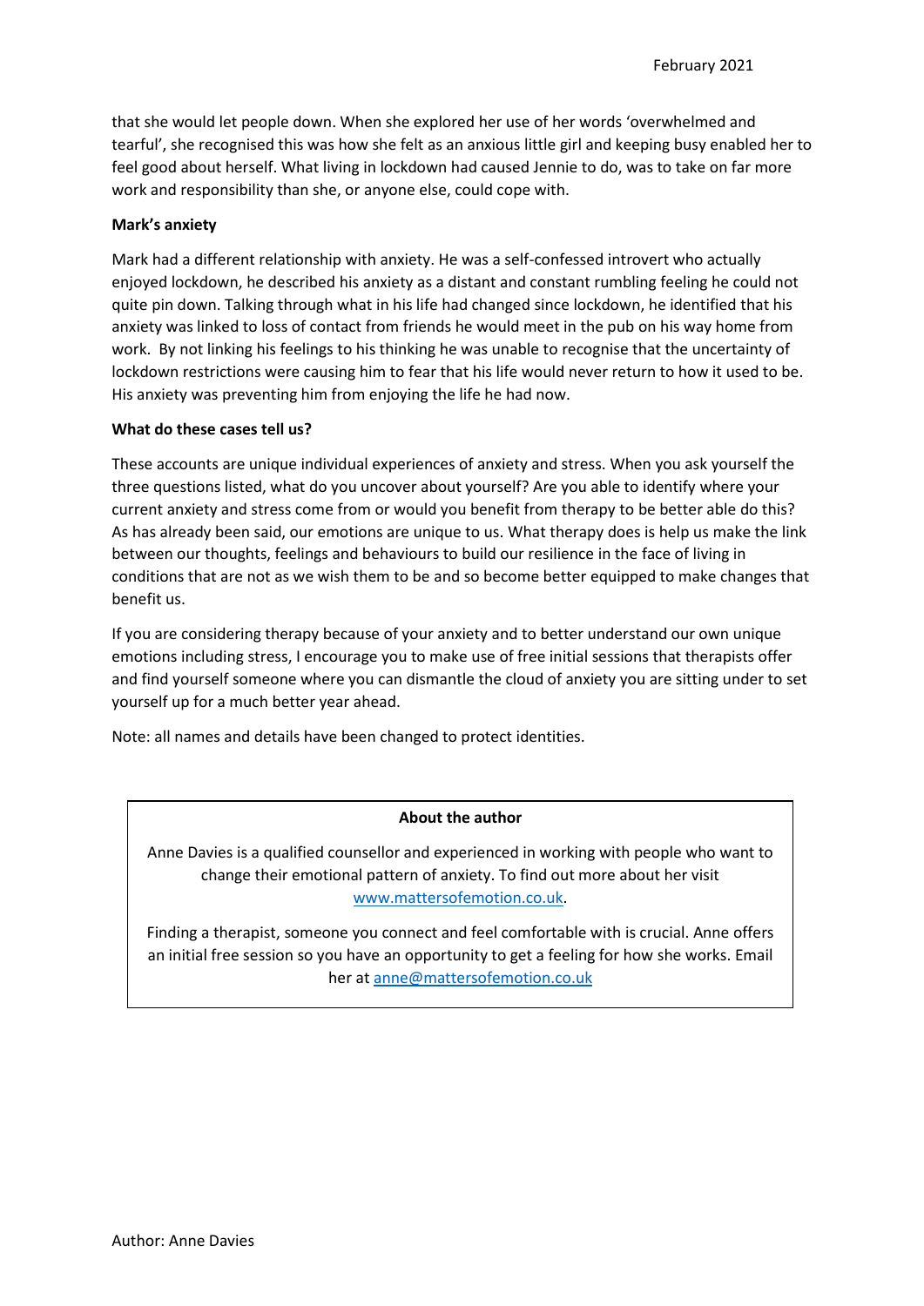that she would let people down. When she explored her use of her words 'overwhelmed and tearful', she recognised this was how she felt as an anxious little girl and keeping busy enabled her to feel good about herself. What living in lockdown had caused Jennie to do, was to take on far more work and responsibility than she, or anyone else, could cope with.

**Mark's anxiety**

Mark had a different relationship with anxiety. He was a self-confessed introvert who actually enjoyed lockdown, he described his anxiety as a distant and constant rumbling feeling he could not quite pin down. Talking through what in his life had changed since lockdown, he identified that his anxiety was linked to loss of contact from friends he would meet in the pub on his way home from work. By not linking his feelings to his thinking he was unable to recognise that the uncertainty of lockdown restrictions were causing him to fear that his life would never return to how it used to be. His anxiety was preventing him from enjoying the life he had now.

**What do these cases tell us?**

These accounts are unique individual experiences of anxiety and stress. When you ask yourself the three questions listed, what do you uncover about yourself? Are you able to identify where your current anxiety and stress come from or would you benefit from therapy to be better able do this? As has already been said, our emotions are unique to us. What therapy does is help us make the link between our thoughts, feelings and behaviours to build our resilience in the face of living in conditions that are not as we wish them to be and so become better equipped to make changes that benefit us.

If you are considering therapy because of your anxiety and to better understand our own unique emotions including stress, I encourage you to make use of free initial sessions that therapists offer and find yourself someone where you can dismantle the cloud of anxiety you are sitting under to set yourself up for a much better year ahead.

Note: all names and details have been changed to protect identities.

**About the author**

Anne Davies is a qualified counsellor and experienced in working with people who want to change their emotional pattern of anxiety. To find out more about her visit [www.mattersofemotion.co.uk](http://www.mattersofemotion.co.uk).

Finding a therapist, someone you connect and feel comfortable with is crucial. Anne offers an initial free session so you have an opportunity to get a feeling for how she works. Email her at [anne@mattersofemotion.co.uk](mailto:anne@mattersofemotion.co.uk)

Author: Anne Davies